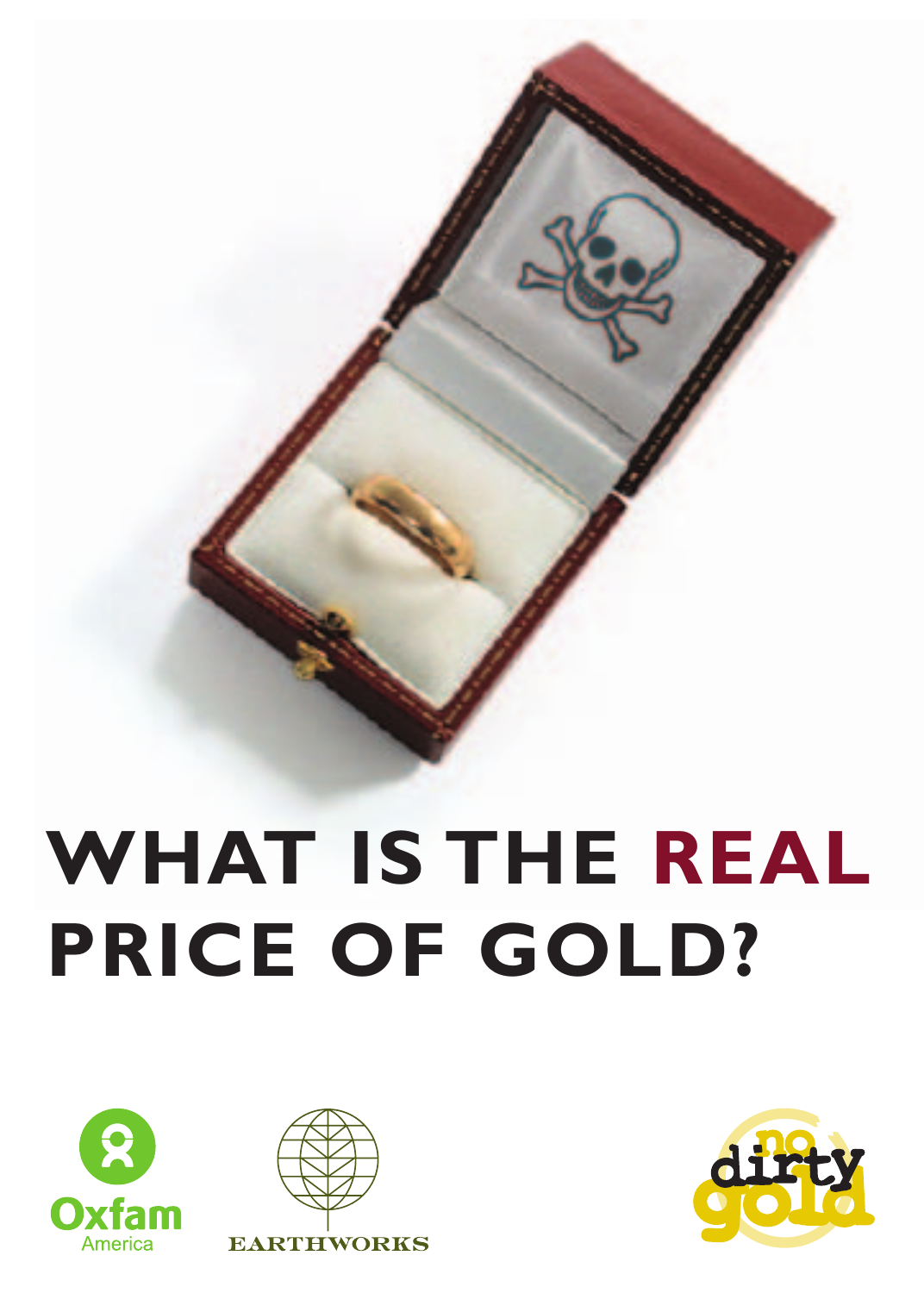# WHAT IS THE REAL PRICE OF GOLD?

Oxfam America

EARTHWORKS

no dirty gold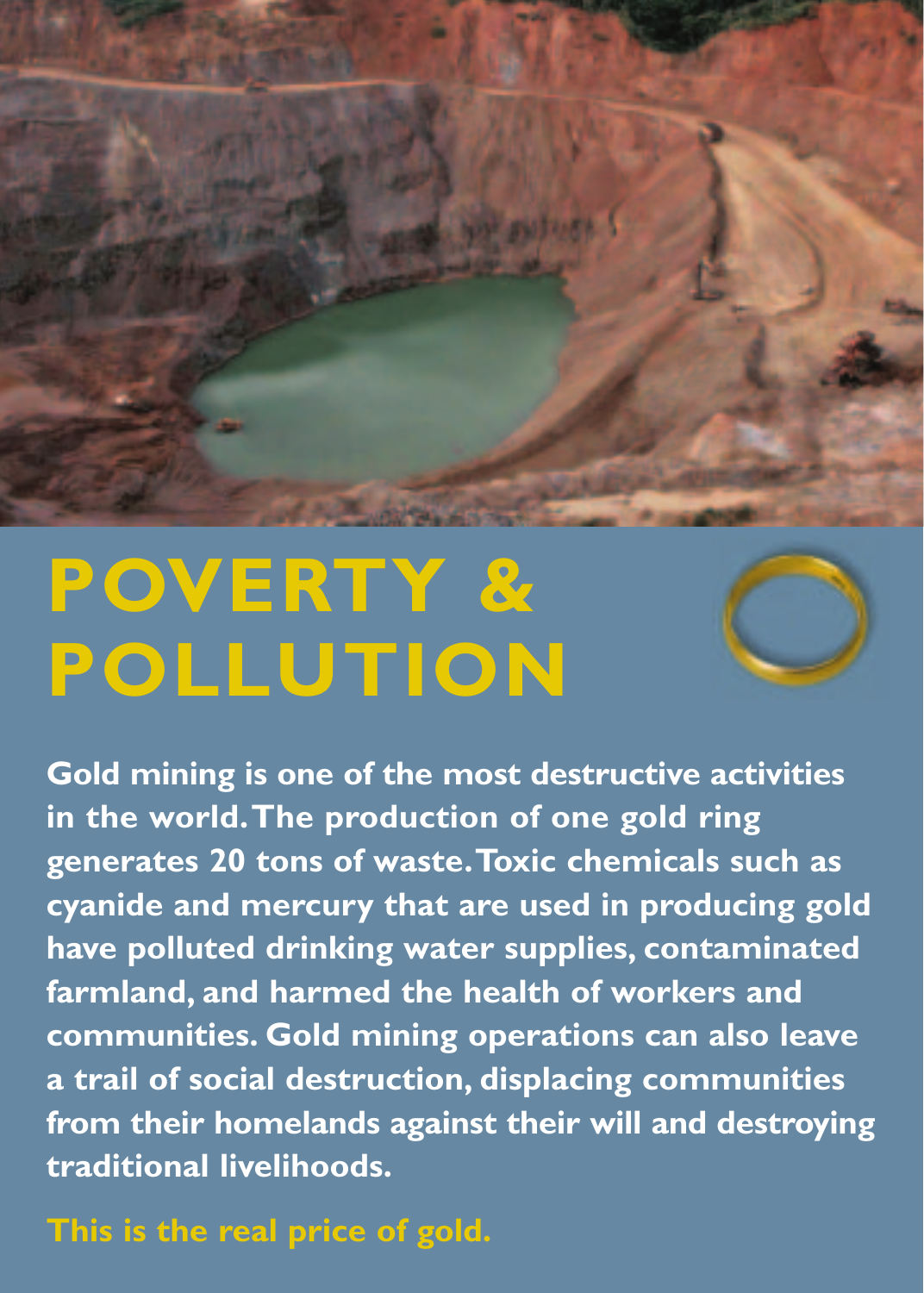# POVERTY & POLLUTION

**Gold mining is one of the most destructive activities in the world. The production of one gold ring generates 20 tons of waste. Toxic chemicals such as cyanide and mercury that are used in producing gold have polluted drinking water supplies, contaminated farmland, and harmed the health of workers and communities. Gold mining operations can also leave a trail of social destruction, displacing communities from their homelands against their will and destroying traditional livelihoods.**

**This is the real price of gold.**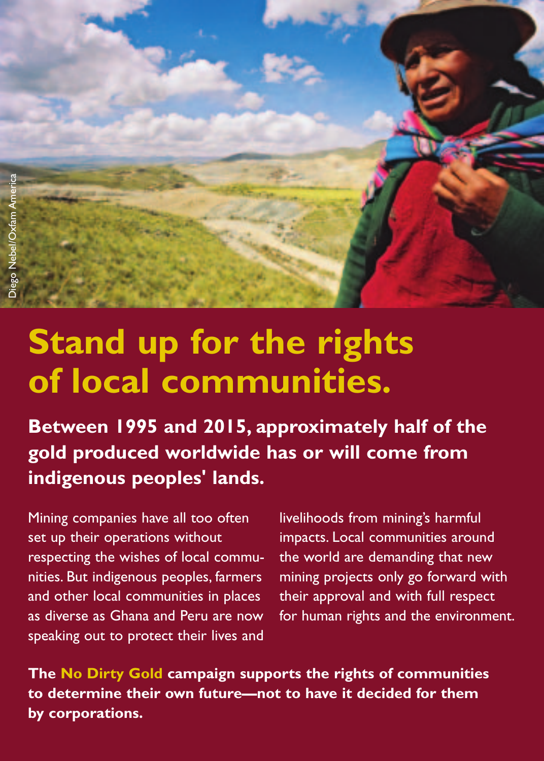Diego Nebel/Oxfam America

# Stand up for the rights of local communities.

**Between 1995 and 2015, approximately half of the gold produced worldwide has or will come from indigenous peoples' lands.**

Mining companies have all too often set up their operations without respecting the wishes of local communities. But indigenous peoples, farmers and other local communities in places as diverse as Ghana and Peru are now speaking out to protect their lives and livelihoods from mining's harmful impacts. Local communities around the world are demanding that new mining projects only go forward with their approval and with full respect for human rights and the environment.

**The No Dirty Gold campaign supports the rights of communities to determine their own future—not to have it decided for them by corporations.**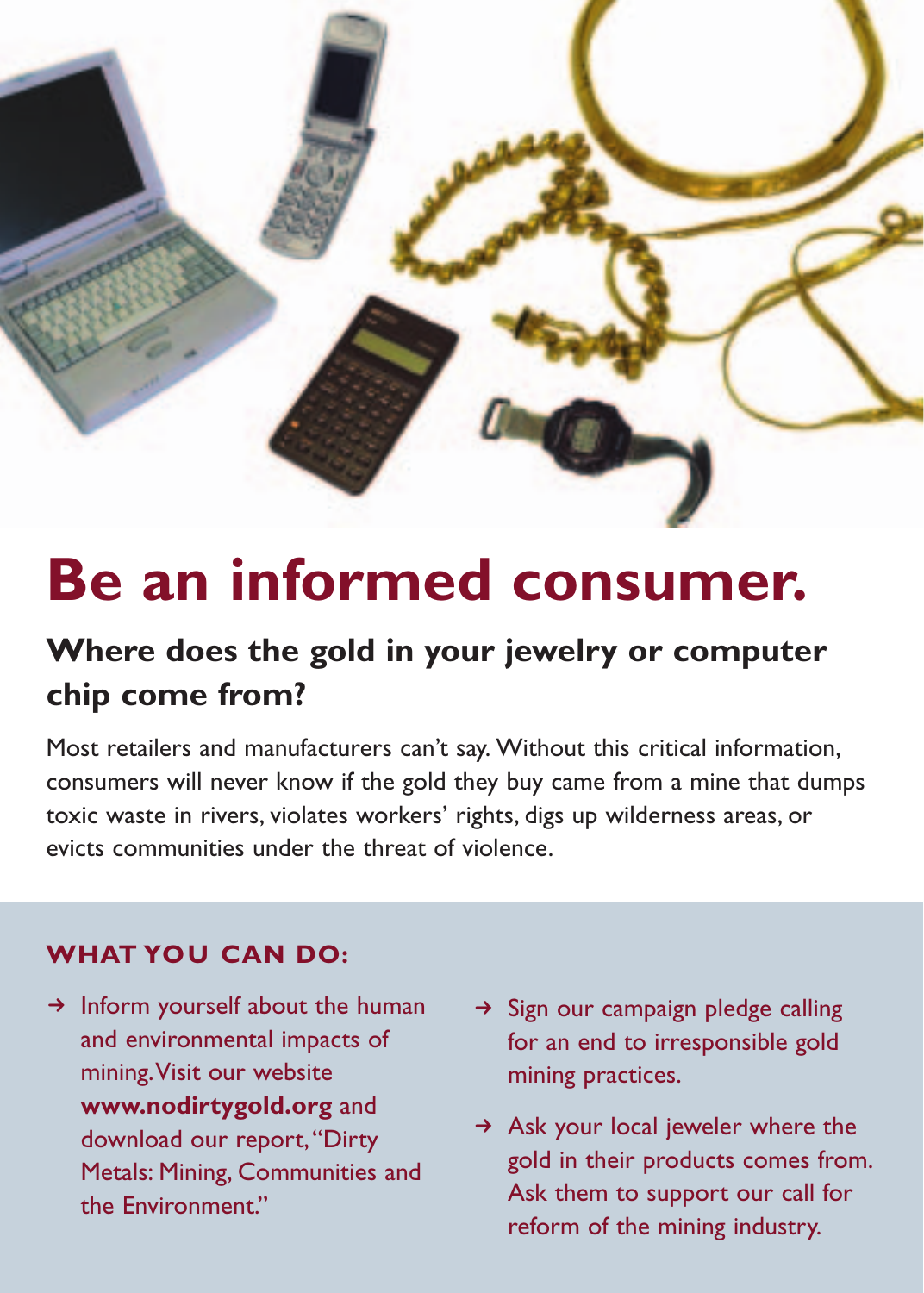# Be an informed consumer.

## Where does the gold in your jewelry or computer chip come from?

Most retailers and manufacturers can't say. Without this critical information, consumers will never know if the gold they buy came from a mine that dumps toxic waste in rivers, violates workers' rights, digs up wilderness areas, or evicts communities under the threat of violence.

### WHAT YOU CAN DO:

- → Inform yourself about the human and environmental impacts of mining. Visit our website **www.nodirtygold.org** and download our report, "Dirty Metals: Mining, Communities and the Environment."
- → Sign our campaign pledge calling for an end to irresponsible gold mining practices.
- → Ask your local jeweler where the gold in their products comes from. Ask them to support our call for reform of the mining industry.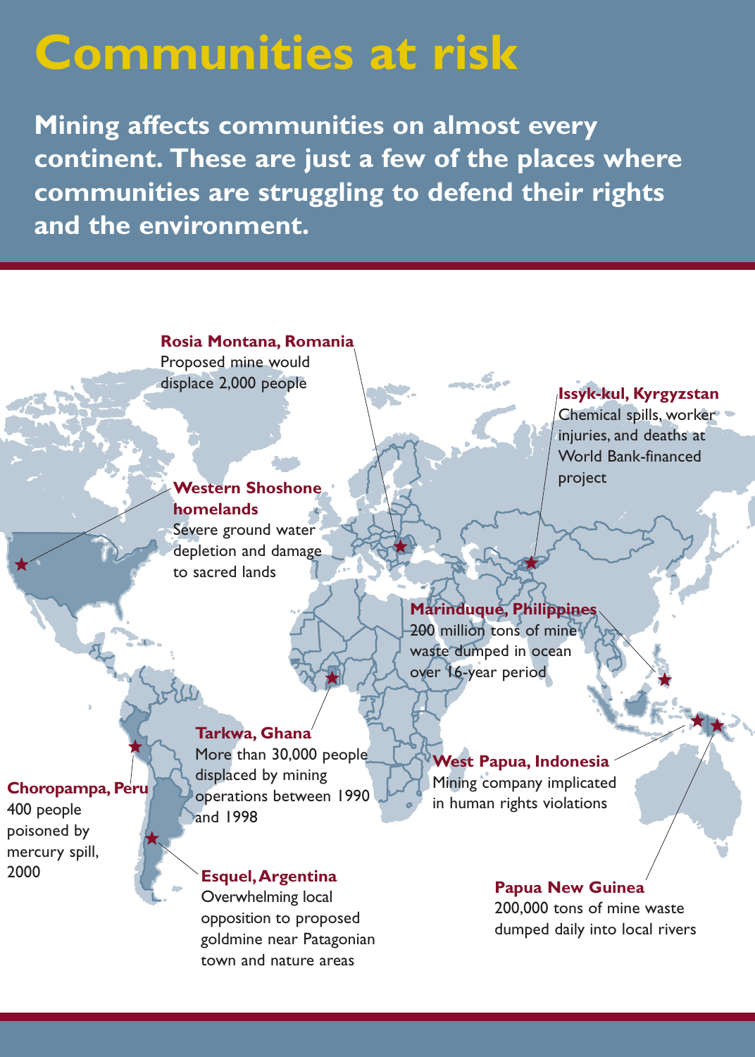# Communities at risk

**Mining affects communities on almost every continent. These are just a few of the places where communities are struggling to defend their rights and the environment.**

**Rosia Montana, Romania**
Proposed mine would displace 2,000 people

**Issyk-kul, Kyrgyzstan**
Chemical spills, worker injuries, and deaths at World Bank-financed project

**Western Shoshone homelands**
Severe ground water depletion and damage to sacred lands

**Marinduque, Philippines**
200 million tons of mine waste dumped in ocean over 16-year period

**Tarkwa, Ghana**
More than 30,000 people displaced by mining operations between 1990 and 1998

**West Papua, Indonesia**
Mining company implicated in human rights violations

**Choropampa, Peru**
400 people poisoned by mercury spill, 2000

**Esquel, Argentina**
Overwhelming local opposition to proposed goldmine near Patagonian town and nature areas

**Papua New Guinea**
200,000 tons of mine waste dumped daily into local rivers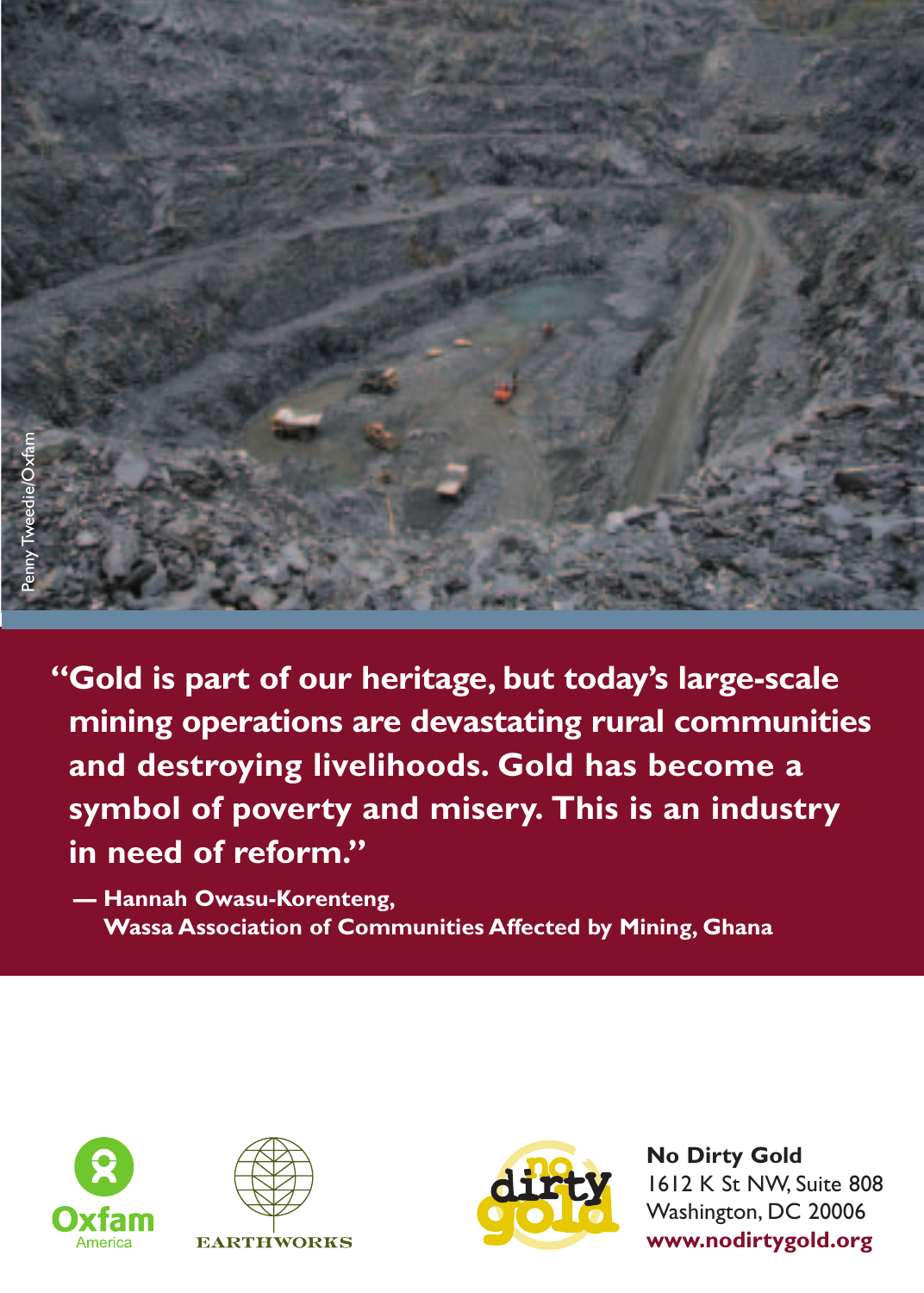Penny Tweedie/Oxfam

**"Gold is part of our heritage, but today's large-scale mining operations are devastating rural communities and destroying livelihoods. Gold has become a symbol of poverty and misery. This is an industry in need of reform."**

**— Hannah Owasu-Korenteng,**
**Wassa Association of Communities Affected by Mining, Ghana**

Oxfam America

EARTHWORKS

no dirty gold

**No Dirty Gold**
1612 K St NW, Suite 808
Washington, DC 20006
**www.nodirtygold.org**